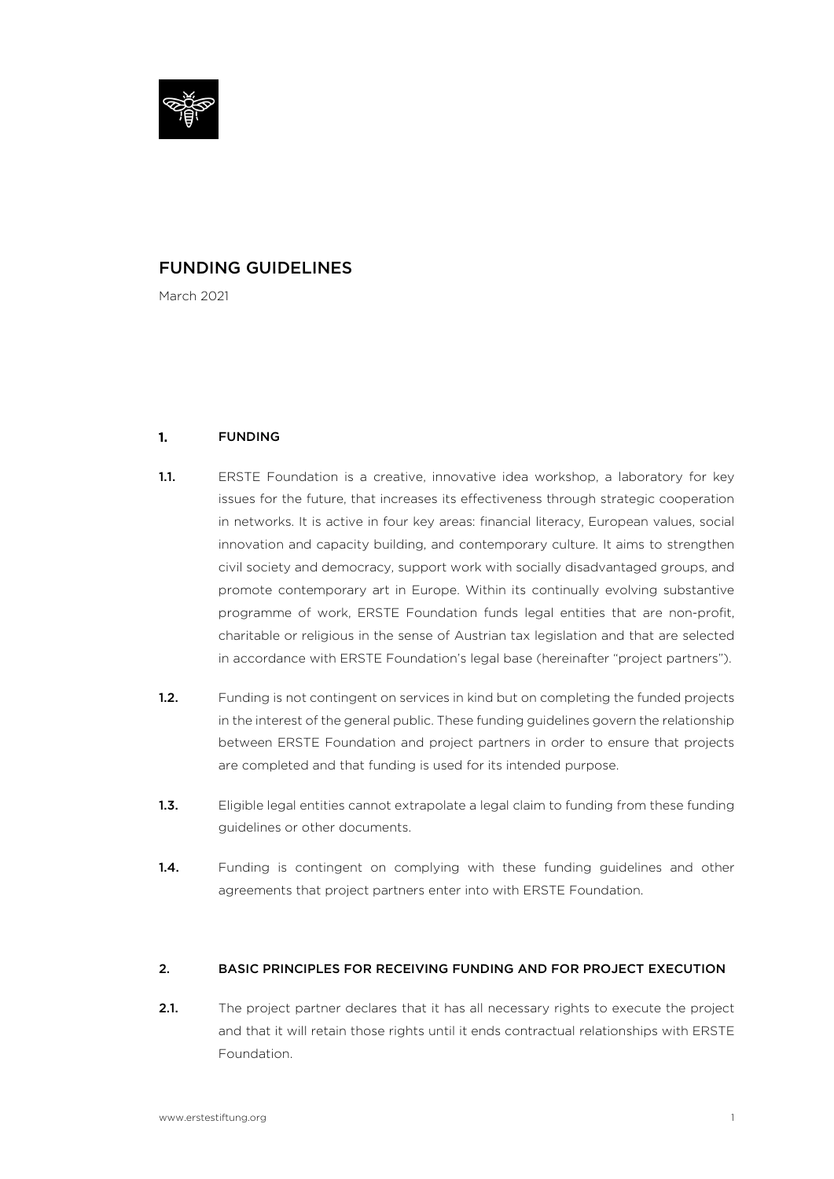# FUNDING GUIDELINES

March 2021

## 1. FUNDING

**1.1.** ERSTE Foundation is a creative, innovative idea workshop, a laboratory for key issues for the future, that increases its effectiveness through strategic cooperation in networks. It is active in four key areas: financial literacy, European values, social innovation and capacity building, and contemporary culture. It aims to strengthen civil society and democracy, support work with socially disadvantaged groups, and promote contemporary art in Europe. Within its continually evolving substantive programme of work, ERSTE Foundation funds legal entities that are non-profit, charitable or religious in the sense of Austrian tax legislation and that are selected in accordance with ERSTE Foundation's legal base (hereinafter "project partners").

**1.2.** Funding is not contingent on services in kind but on completing the funded projects in the interest of the general public. These funding guidelines govern the relationship between ERSTE Foundation and project partners in order to ensure that projects are completed and that funding is used for its intended purpose.

**1.3.** Eligible legal entities cannot extrapolate a legal claim to funding from these funding guidelines or other documents.

**1.4.** Funding is contingent on complying with these funding guidelines and other agreements that project partners enter into with ERSTE Foundation.

## 2. BASIC PRINCIPLES FOR RECEIVING FUNDING AND FOR PROJECT EXECUTION

**2.1.** The project partner declares that it has all necessary rights to execute the project and that it will retain those rights until it ends contractual relationships with ERSTE Foundation.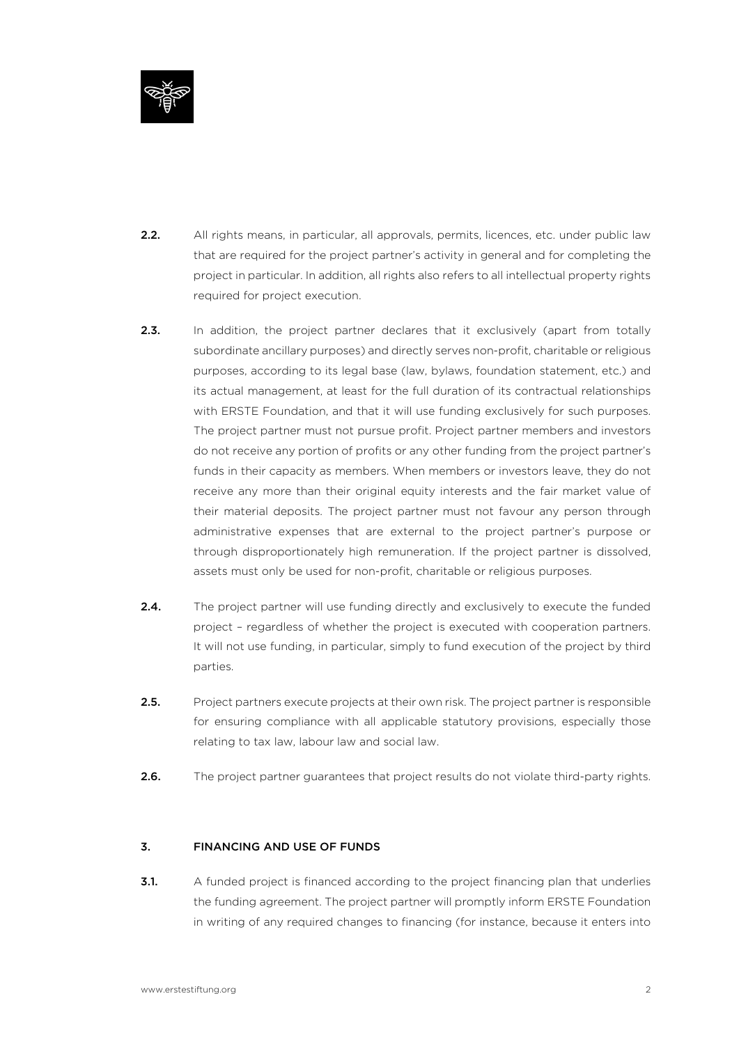**2.2.** All rights means, in particular, all approvals, permits, licences, etc. under public law that are required for the project partner's activity in general and for completing the project in particular. In addition, all rights also refers to all intellectual property rights required for project execution.

**2.3.** In addition, the project partner declares that it exclusively (apart from totally subordinate ancillary purposes) and directly serves non-profit, charitable or religious purposes, according to its legal base (law, bylaws, foundation statement, etc.) and its actual management, at least for the full duration of its contractual relationships with ERSTE Foundation, and that it will use funding exclusively for such purposes. The project partner must not pursue profit. Project partner members and investors do not receive any portion of profits or any other funding from the project partner's funds in their capacity as members. When members or investors leave, they do not receive any more than their original equity interests and the fair market value of their material deposits. The project partner must not favour any person through administrative expenses that are external to the project partner's purpose or through disproportionately high remuneration. If the project partner is dissolved, assets must only be used for non-profit, charitable or religious purposes.

**2.4.** The project partner will use funding directly and exclusively to execute the funded project – regardless of whether the project is executed with cooperation partners. It will not use funding, in particular, simply to fund execution of the project by third parties.

**2.5.** Project partners execute projects at their own risk. The project partner is responsible for ensuring compliance with all applicable statutory provisions, especially those relating to tax law, labour law and social law.

**2.6.** The project partner guarantees that project results do not violate third-party rights.

## 3. FINANCING AND USE OF FUNDS

**3.1.** A funded project is financed according to the project financing plan that underlies the funding agreement. The project partner will promptly inform ERSTE Foundation in writing of any required changes to financing (for instance, because it enters into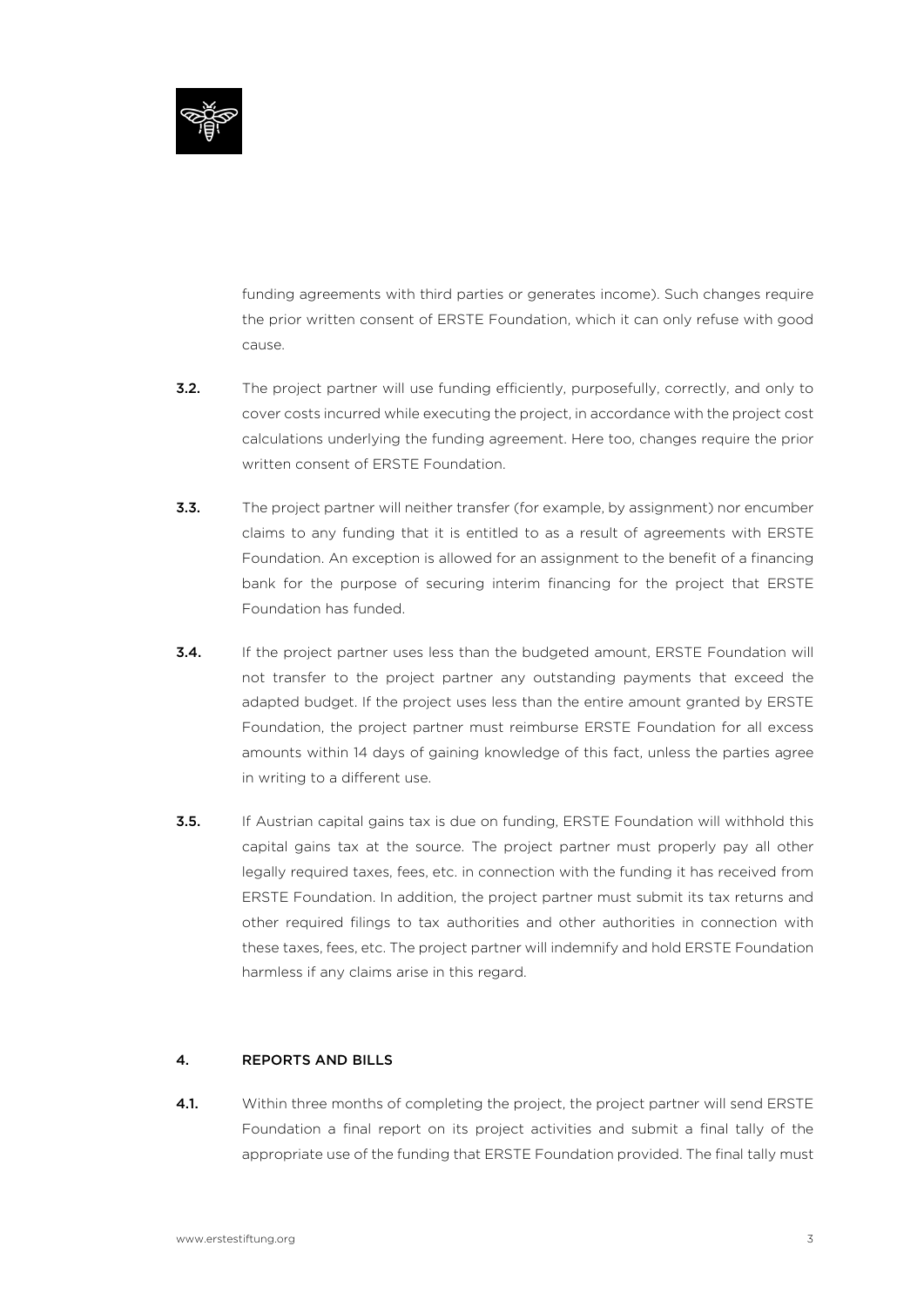funding agreements with third parties or generates income). Such changes require the prior written consent of ERSTE Foundation, which it can only refuse with good cause.

**3.2.** The project partner will use funding efficiently, purposefully, correctly, and only to cover costs incurred while executing the project, in accordance with the project cost calculations underlying the funding agreement. Here too, changes require the prior written consent of ERSTE Foundation.

**3.3.** The project partner will neither transfer (for example, by assignment) nor encumber claims to any funding that it is entitled to as a result of agreements with ERSTE Foundation. An exception is allowed for an assignment to the benefit of a financing bank for the purpose of securing interim financing for the project that ERSTE Foundation has funded.

**3.4.** If the project partner uses less than the budgeted amount, ERSTE Foundation will not transfer to the project partner any outstanding payments that exceed the adapted budget. If the project uses less than the entire amount granted by ERSTE Foundation, the project partner must reimburse ERSTE Foundation for all excess amounts within 14 days of gaining knowledge of this fact, unless the parties agree in writing to a different use.

**3.5.** If Austrian capital gains tax is due on funding, ERSTE Foundation will withhold this capital gains tax at the source. The project partner must properly pay all other legally required taxes, fees, etc. in connection with the funding it has received from ERSTE Foundation. In addition, the project partner must submit its tax returns and other required filings to tax authorities and other authorities in connection with these taxes, fees, etc. The project partner will indemnify and hold ERSTE Foundation harmless if any claims arise in this regard.

## 4. REPORTS AND BILLS

**4.1.** Within three months of completing the project, the project partner will send ERSTE Foundation a final report on its project activities and submit a final tally of the appropriate use of the funding that ERSTE Foundation provided. The final tally must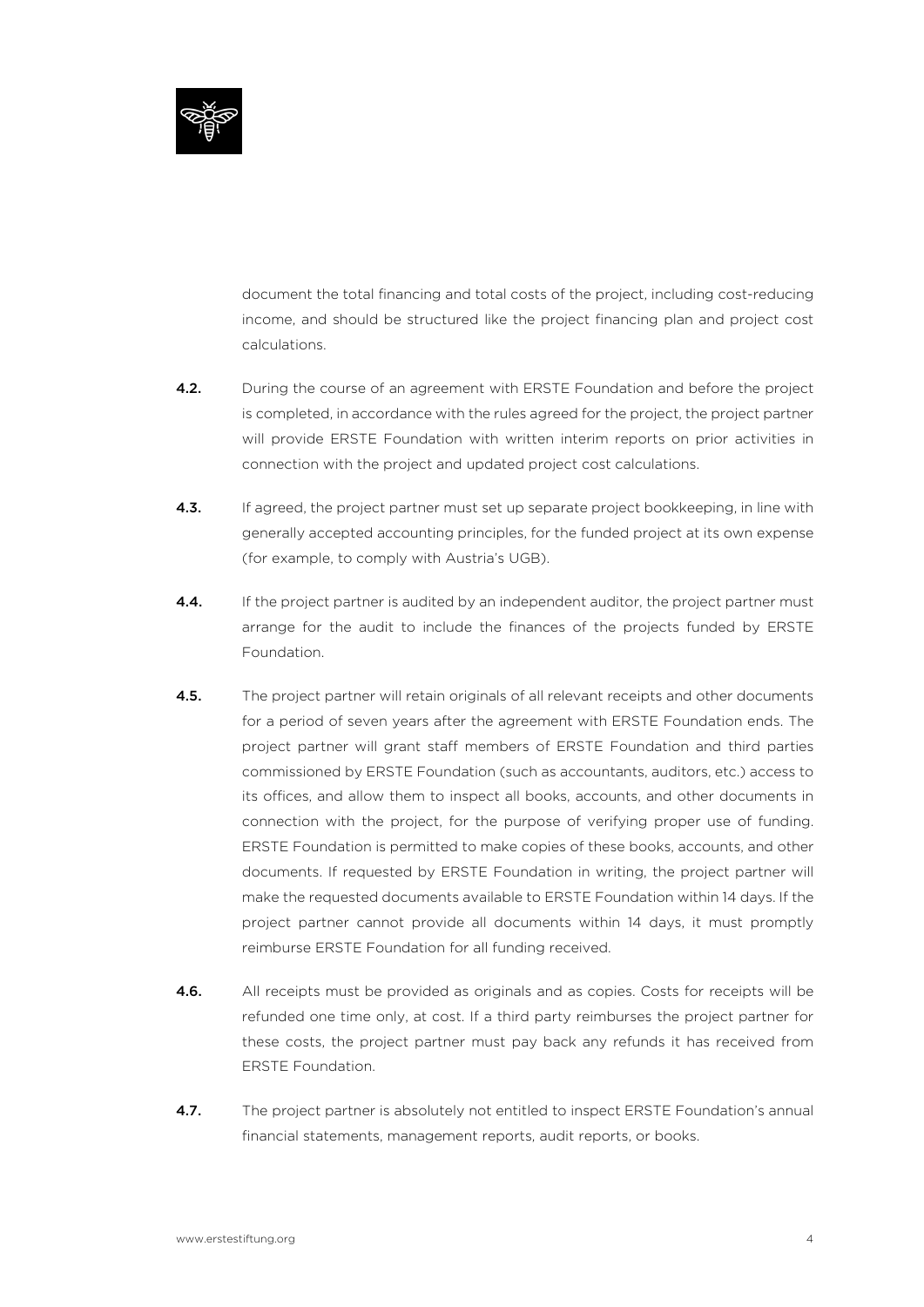document the total financing and total costs of the project, including cost-reducing income, and should be structured like the project financing plan and project cost calculations.

**4.2.** During the course of an agreement with ERSTE Foundation and before the project is completed, in accordance with the rules agreed for the project, the project partner will provide ERSTE Foundation with written interim reports on prior activities in connection with the project and updated project cost calculations.

**4.3.** If agreed, the project partner must set up separate project bookkeeping, in line with generally accepted accounting principles, for the funded project at its own expense (for example, to comply with Austria's UGB).

**4.4.** If the project partner is audited by an independent auditor, the project partner must arrange for the audit to include the finances of the projects funded by ERSTE Foundation.

**4.5.** The project partner will retain originals of all relevant receipts and other documents for a period of seven years after the agreement with ERSTE Foundation ends. The project partner will grant staff members of ERSTE Foundation and third parties commissioned by ERSTE Foundation (such as accountants, auditors, etc.) access to its offices, and allow them to inspect all books, accounts, and other documents in connection with the project, for the purpose of verifying proper use of funding. ERSTE Foundation is permitted to make copies of these books, accounts, and other documents. If requested by ERSTE Foundation in writing, the project partner will make the requested documents available to ERSTE Foundation within 14 days. If the project partner cannot provide all documents within 14 days, it must promptly reimburse ERSTE Foundation for all funding received.

**4.6.** All receipts must be provided as originals and as copies. Costs for receipts will be refunded one time only, at cost. If a third party reimburses the project partner for these costs, the project partner must pay back any refunds it has received from ERSTE Foundation.

**4.7.** The project partner is absolutely not entitled to inspect ERSTE Foundation's annual financial statements, management reports, audit reports, or books.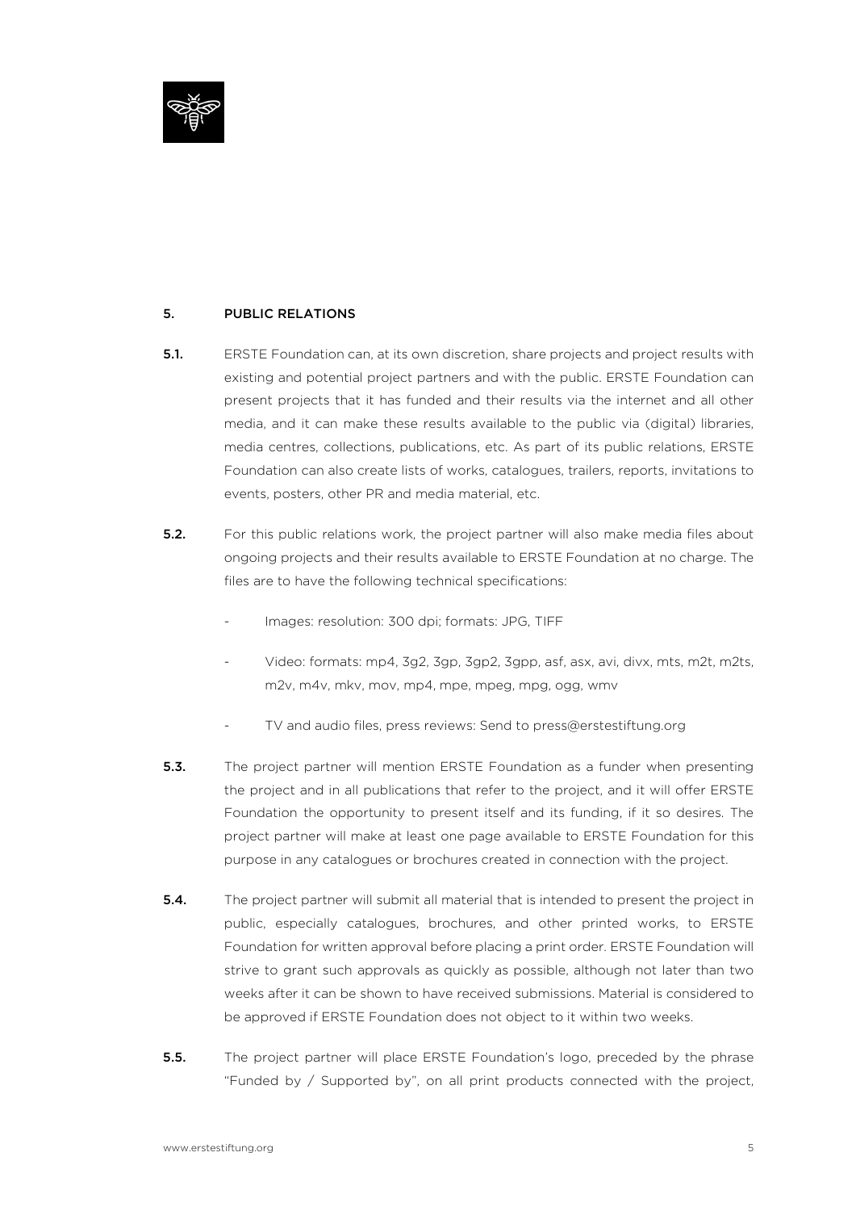## 5. PUBLIC RELATIONS

**5.1.** ERSTE Foundation can, at its own discretion, share projects and project results with existing and potential project partners and with the public. ERSTE Foundation can present projects that it has funded and their results via the internet and all other media, and it can make these results available to the public via (digital) libraries, media centres, collections, publications, etc. As part of its public relations, ERSTE Foundation can also create lists of works, catalogues, trailers, reports, invitations to events, posters, other PR and media material, etc.

**5.2.** For this public relations work, the project partner will also make media files about ongoing projects and their results available to ERSTE Foundation at no charge. The files are to have the following technical specifications:

- Images: resolution: 300 dpi; formats: JPG, TIFF
- Video: formats: mp4, 3g2, 3gp, 3gp2, 3gpp, asf, asx, avi, divx, mts, m2t, m2ts, m2v, m4v, mkv, mov, mp4, mpe, mpeg, mpg, ogg, wmv
- TV and audio files, press reviews: Send to press@erstestiftung.org

**5.3.** The project partner will mention ERSTE Foundation as a funder when presenting the project and in all publications that refer to the project, and it will offer ERSTE Foundation the opportunity to present itself and its funding, if it so desires. The project partner will make at least one page available to ERSTE Foundation for this purpose in any catalogues or brochures created in connection with the project.

**5.4.** The project partner will submit all material that is intended to present the project in public, especially catalogues, brochures, and other printed works, to ERSTE Foundation for written approval before placing a print order. ERSTE Foundation will strive to grant such approvals as quickly as possible, although not later than two weeks after it can be shown to have received submissions. Material is considered to be approved if ERSTE Foundation does not object to it within two weeks.

**5.5.** The project partner will place ERSTE Foundation's logo, preceded by the phrase "Funded by / Supported by", on all print products connected with the project,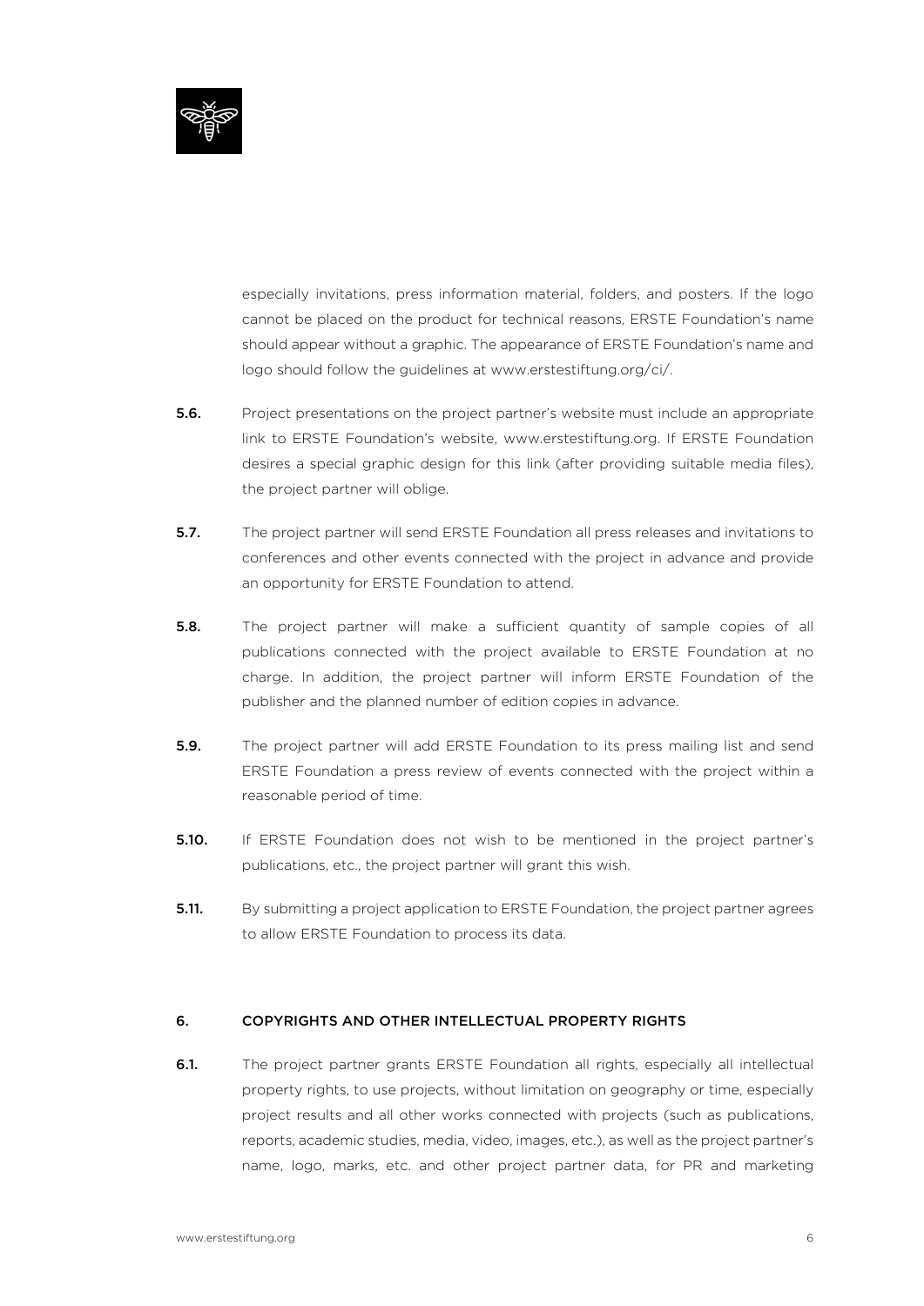especially invitations, press information material, folders, and posters. If the logo cannot be placed on the product for technical reasons, ERSTE Foundation's name should appear without a graphic. The appearance of ERSTE Foundation's name and logo should follow the guidelines at www.erstestiftung.org/ci/.

**5.6.** Project presentations on the project partner's website must include an appropriate link to ERSTE Foundation's website, www.erstestiftung.org. If ERSTE Foundation desires a special graphic design for this link (after providing suitable media files), the project partner will oblige.

**5.7.** The project partner will send ERSTE Foundation all press releases and invitations to conferences and other events connected with the project in advance and provide an opportunity for ERSTE Foundation to attend.

**5.8.** The project partner will make a sufficient quantity of sample copies of all publications connected with the project available to ERSTE Foundation at no charge. In addition, the project partner will inform ERSTE Foundation of the publisher and the planned number of edition copies in advance.

**5.9.** The project partner will add ERSTE Foundation to its press mailing list and send ERSTE Foundation a press review of events connected with the project within a reasonable period of time.

**5.10.** If ERSTE Foundation does not wish to be mentioned in the project partner's publications, etc., the project partner will grant this wish.

**5.11.** By submitting a project application to ERSTE Foundation, the project partner agrees to allow ERSTE Foundation to process its data.

## 6. COPYRIGHTS AND OTHER INTELLECTUAL PROPERTY RIGHTS

**6.1.** The project partner grants ERSTE Foundation all rights, especially all intellectual property rights, to use projects, without limitation on geography or time, especially project results and all other works connected with projects (such as publications, reports, academic studies, media, video, images, etc.), as well as the project partner's name, logo, marks, etc. and other project partner data, for PR and marketing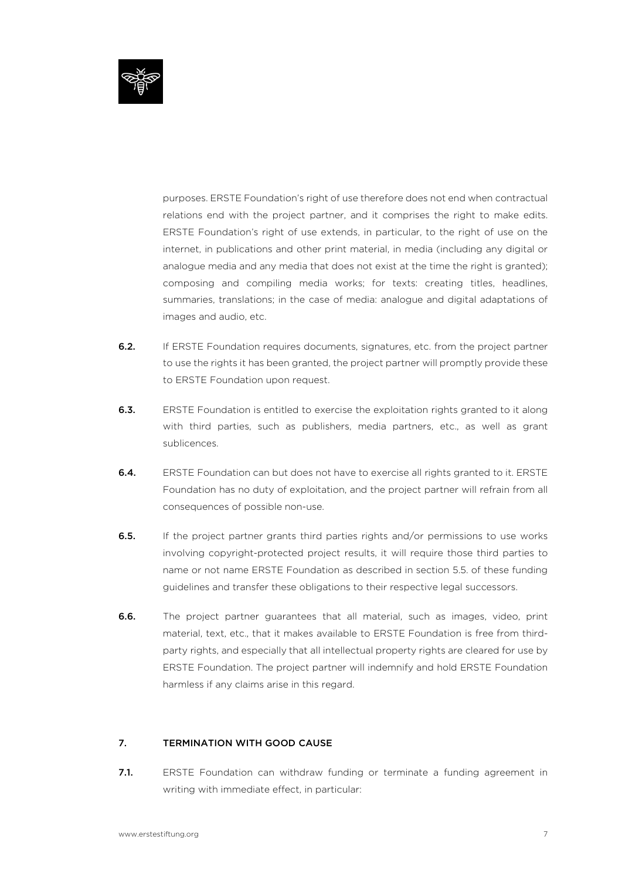purposes. ERSTE Foundation's right of use therefore does not end when contractual relations end with the project partner, and it comprises the right to make edits. ERSTE Foundation's right of use extends, in particular, to the right of use on the internet, in publications and other print material, in media (including any digital or analogue media and any media that does not exist at the time the right is granted); composing and compiling media works; for texts: creating titles, headlines, summaries, translations; in the case of media: analogue and digital adaptations of images and audio, etc.

**6.2.** If ERSTE Foundation requires documents, signatures, etc. from the project partner to use the rights it has been granted, the project partner will promptly provide these to ERSTE Foundation upon request.

**6.3.** ERSTE Foundation is entitled to exercise the exploitation rights granted to it along with third parties, such as publishers, media partners, etc., as well as grant sublicences.

**6.4.** ERSTE Foundation can but does not have to exercise all rights granted to it. ERSTE Foundation has no duty of exploitation, and the project partner will refrain from all consequences of possible non-use.

**6.5.** If the project partner grants third parties rights and/or permissions to use works involving copyright-protected project results, it will require those third parties to name or not name ERSTE Foundation as described in section 5.5. of these funding guidelines and transfer these obligations to their respective legal successors.

**6.6.** The project partner guarantees that all material, such as images, video, print material, text, etc., that it makes available to ERSTE Foundation is free from third-party rights, and especially that all intellectual property rights are cleared for use by ERSTE Foundation. The project partner will indemnify and hold ERSTE Foundation harmless if any claims arise in this regard.

## 7. TERMINATION WITH GOOD CAUSE

**7.1.** ERSTE Foundation can withdraw funding or terminate a funding agreement in writing with immediate effect, in particular: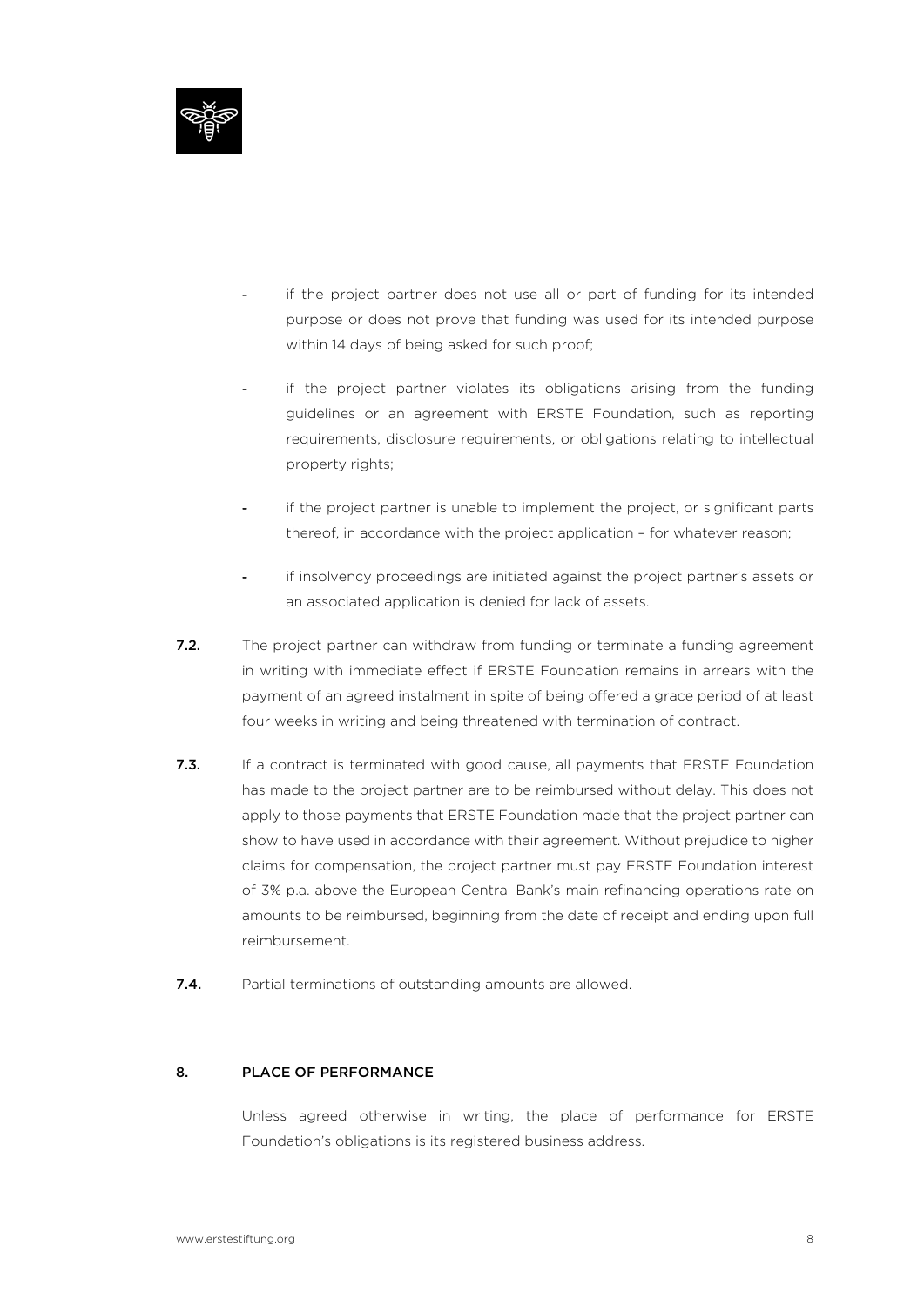- if the project partner does not use all or part of funding for its intended purpose or does not prove that funding was used for its intended purpose within 14 days of being asked for such proof;

- if the project partner violates its obligations arising from the funding guidelines or an agreement with ERSTE Foundation, such as reporting requirements, disclosure requirements, or obligations relating to intellectual property rights;

- if the project partner is unable to implement the project, or significant parts thereof, in accordance with the project application – for whatever reason;

- if insolvency proceedings are initiated against the project partner's assets or an associated application is denied for lack of assets.

**7.2.** The project partner can withdraw from funding or terminate a funding agreement in writing with immediate effect if ERSTE Foundation remains in arrears with the payment of an agreed instalment in spite of being offered a grace period of at least four weeks in writing and being threatened with termination of contract.

**7.3.** If a contract is terminated with good cause, all payments that ERSTE Foundation has made to the project partner are to be reimbursed without delay. This does not apply to those payments that ERSTE Foundation made that the project partner can show to have used in accordance with their agreement. Without prejudice to higher claims for compensation, the project partner must pay ERSTE Foundation interest of 3% p.a. above the European Central Bank's main refinancing operations rate on amounts to be reimbursed, beginning from the date of receipt and ending upon full reimbursement.

**7.4.** Partial terminations of outstanding amounts are allowed.

## 8. PLACE OF PERFORMANCE

Unless agreed otherwise in writing, the place of performance for ERSTE Foundation's obligations is its registered business address.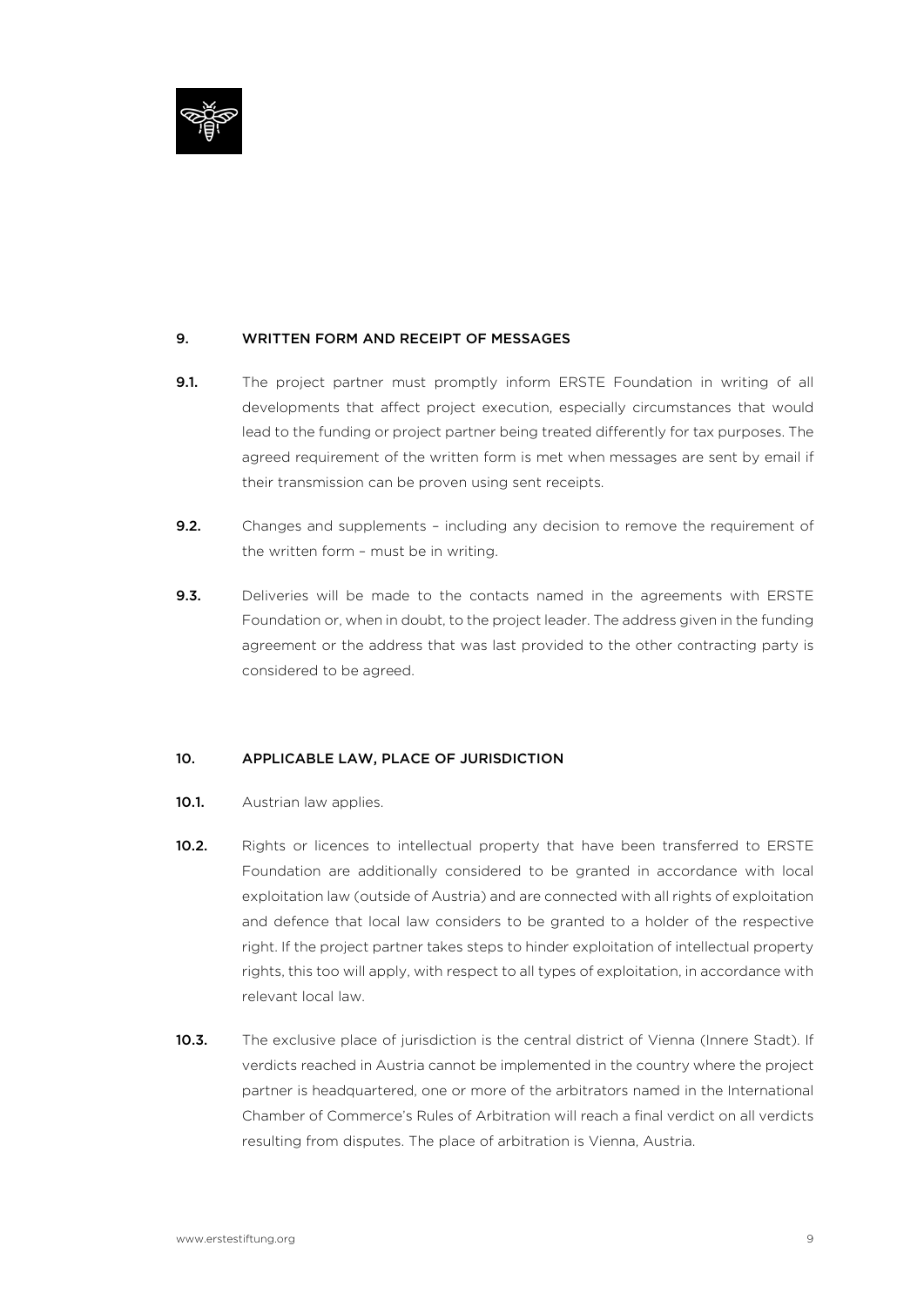## 9. WRITTEN FORM AND RECEIPT OF MESSAGES

**9.1.** The project partner must promptly inform ERSTE Foundation in writing of all developments that affect project execution, especially circumstances that would lead to the funding or project partner being treated differently for tax purposes. The agreed requirement of the written form is met when messages are sent by email if their transmission can be proven using sent receipts.

**9.2.** Changes and supplements – including any decision to remove the requirement of the written form – must be in writing.

**9.3.** Deliveries will be made to the contacts named in the agreements with ERSTE Foundation or, when in doubt, to the project leader. The address given in the funding agreement or the address that was last provided to the other contracting party is considered to be agreed.

## 10. APPLICABLE LAW, PLACE OF JURISDICTION

**10.1.** Austrian law applies.

**10.2.** Rights or licences to intellectual property that have been transferred to ERSTE Foundation are additionally considered to be granted in accordance with local exploitation law (outside of Austria) and are connected with all rights of exploitation and defence that local law considers to be granted to a holder of the respective right. If the project partner takes steps to hinder exploitation of intellectual property rights, this too will apply, with respect to all types of exploitation, in accordance with relevant local law.

**10.3.** The exclusive place of jurisdiction is the central district of Vienna (Innere Stadt). If verdicts reached in Austria cannot be implemented in the country where the project partner is headquartered, one or more of the arbitrators named in the International Chamber of Commerce's Rules of Arbitration will reach a final verdict on all verdicts resulting from disputes. The place of arbitration is Vienna, Austria.